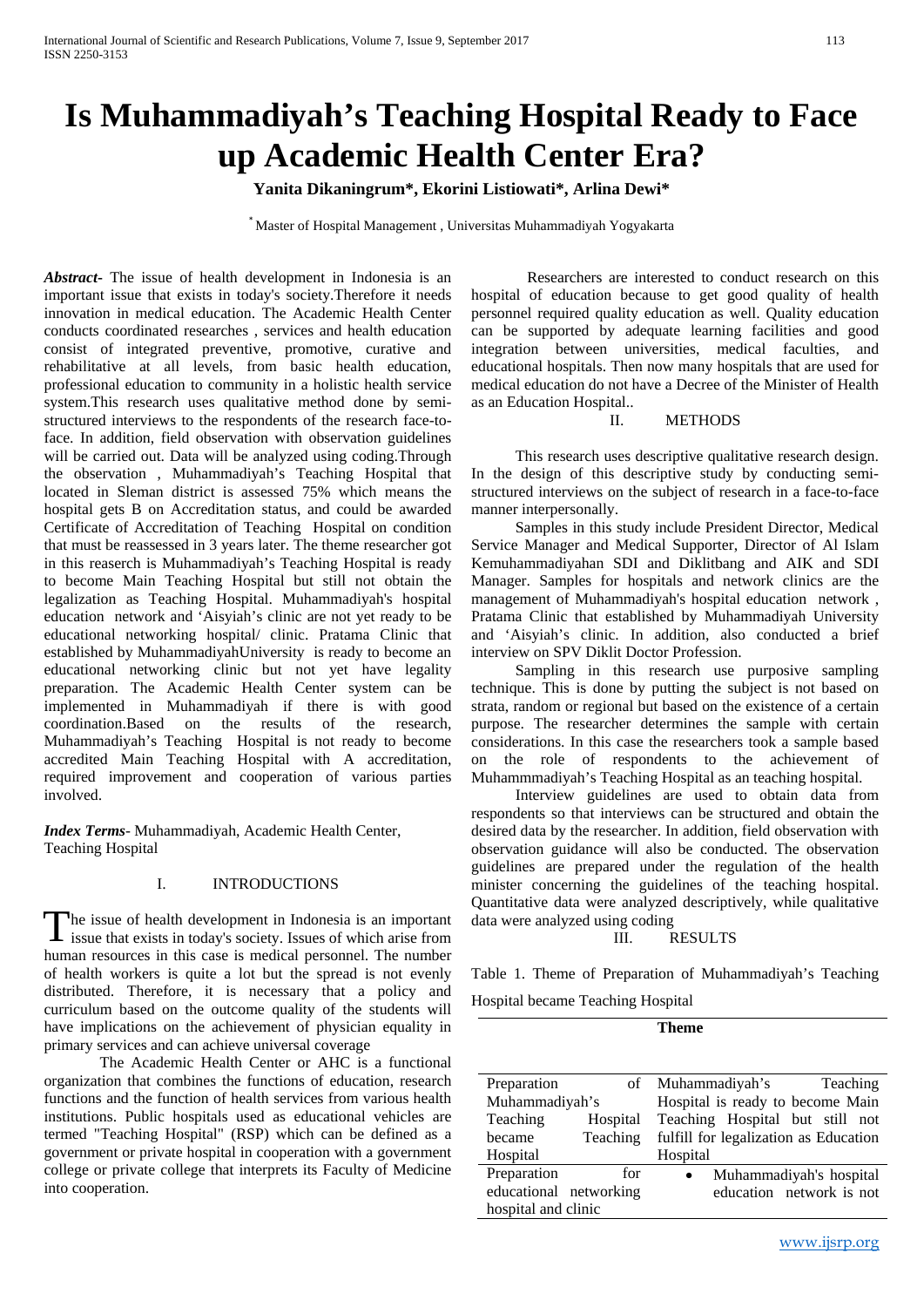# Is Muhammadiyah's Teaching Hospital Ready to Face up Academic Health Center Era?

**Yanita Dikaningrum*, Ekorini Listiowati*, Arlina Dewi***

* Master of Hospital Management , Universitas Muhammadiyah Yogyakarta

***Abstract***- The issue of health development in Indonesia is an important issue that exists in today's society.Therefore it needs innovation in medical education. The Academic Health Center conducts coordinated researches , services and health education consist of integrated preventive, promotive, curative and rehabilitative at all levels, from basic health education, professional education to community in a holistic health service system.This research uses qualitative method done by semi-structured interviews to the respondents of the research face-to-face. In addition, field observation with observation guidelines will be carried out. Data will be analyzed using coding.Through the observation , Muhammadiyah's Teaching Hospital that located in Sleman district is assessed 75% which means the hospital gets B on Accreditation status, and could be awarded Certificate of Accreditation of Teaching Hospital on condition that must be reassessed in 3 years later. The theme researcher got in this reaserch is Muhammadiyah's Teaching Hospital is ready to become Main Teaching Hospital but still not obtain the legalization as Teaching Hospital. Muhammadiyah's hospital education network and 'Aisyiah's clinic are not yet ready to be educational networking hospital/ clinic. Pratama Clinic that established by MuhammadiyahUniversity is ready to become an educational networking clinic but not yet have legality preparation. The Academic Health Center system can be implemented in Muhammadiyah if there is with good coordination.Based on the results of the research, Muhammadiyah's Teaching Hospital is not ready to become accredited Main Teaching Hospital with A accreditation, required improvement and cooperation of various parties involved.

***Index Terms***- Muhammadiyah, Academic Health Center, Teaching Hospital

## I. INTRODUCTIONS

The issue of health development in Indonesia is an important issue that exists in today's society. Issues of which arise from human resources in this case is medical personnel. The number of health workers is quite a lot but the spread is not evenly distributed. Therefore, it is necessary that a policy and curriculum based on the outcome quality of the students will have implications on the achievement of physician equality in primary services and can achieve universal coverage

The Academic Health Center or AHC is a functional organization that combines the functions of education, research functions and the function of health services from various health institutions. Public hospitals used as educational vehicles are termed "Teaching Hospital" (RSP) which can be defined as a government or private hospital in cooperation with a government college or private college that interprets its Faculty of Medicine into cooperation.

Researchers are interested to conduct research on this hospital of education because to get good quality of health personnel required quality education as well. Quality education can be supported by adequate learning facilities and good integration between universities, medical faculties, and educational hospitals. Then now many hospitals that are used for medical education do not have a Decree of the Minister of Health as an Education Hospital..

## II. METHODS

This research uses descriptive qualitative research design. In the design of this descriptive study by conducting semi-structured interviews on the subject of research in a face-to-face manner interpersonally.

Samples in this study include President Director, Medical Service Manager and Medical Supporter, Director of Al Islam Kemuhammadiyahan SDI and Diklitbang and AIK and SDI Manager. Samples for hospitals and network clinics are the management of Muhammadiyah's hospital education network , Pratama Clinic that established by Muhammadiyah University and 'Aisyiah's clinic. In addition, also conducted a brief interview on SPV Diklit Doctor Profession.

Sampling in this research use purposive sampling technique. This is done by putting the subject is not based on strata, random or regional but based on the existence of a certain purpose. The researcher determines the sample with certain considerations. In this case the researchers took a sample based on the role of respondents to the achievement of Muhammmadiyah's Teaching Hospital as an teaching hospital.

Interview guidelines are used to obtain data from respondents so that interviews can be structured and obtain the desired data by the researcher. In addition, field observation with observation guidance will also be conducted. The observation guidelines are prepared under the regulation of the health minister concerning the guidelines of the teaching hospital. Quantitative data were analyzed descriptively, while qualitative data were analyzed using coding

## III. RESULTS

Table 1. Theme of Preparation of Muhammadiyah's Teaching Hospital became Teaching Hospital

| | Theme |
|---|---|
| Preparation of Muhammadiyah's Teaching Hospital became Teaching Hospital | Muhammadiyah's Teaching Hospital is ready to become Main Teaching Hospital but still not fulfill for legalization as Education Hospital |
| Preparation for educational networking hospital and clinic | • Muhammadiyah's hospital education network is not |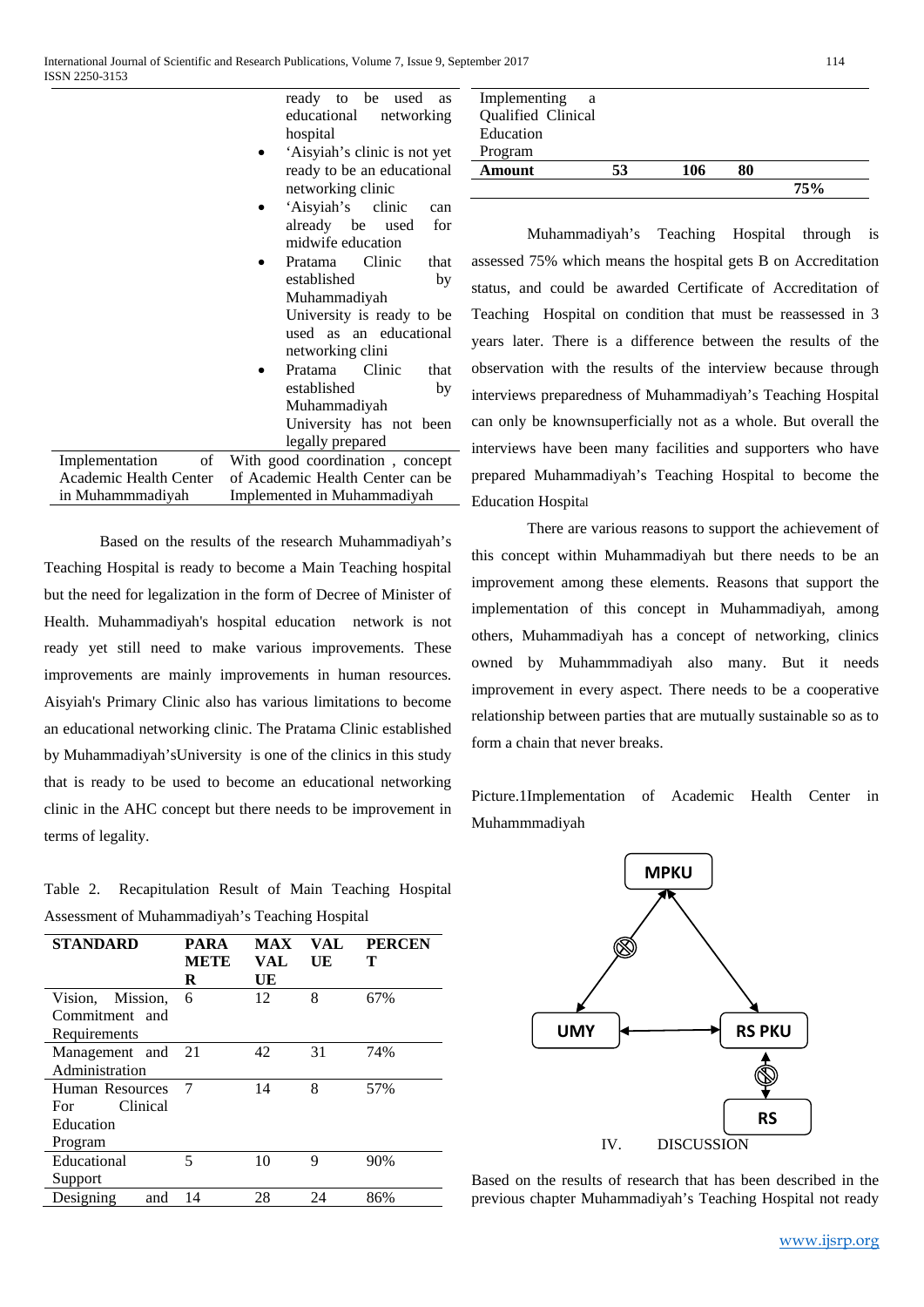| | ready to be used as educational networking hospital<br>• 'Aisyiah's clinic is not yet ready to be an educational networking clinic<br>• 'Aisyiah's clinic can already be used for midwife education<br>• Pratama Clinic that established by Muhammadiyah University is ready to be used as an educational networking clini<br>• Pratama Clinic that established by Muhammadiyah University has not been legally prepared |
|---|---|
| Implementation of Academic Health Center in Muhammmadiyah | With good coordination , concept of Academic Health Center can be Implemented in Muhammadiyah |

Based on the results of the research Muhammadiyah's Teaching Hospital is ready to become a Main Teaching hospital but the need for legalization in the form of Decree of Minister of Health. Muhammadiyah's hospital education network is not ready yet still need to make various improvements. These improvements are mainly improvements in human resources. Aisyiah's Primary Clinic also has various limitations to become an educational networking clinic. The Pratama Clinic established by Muhammadiyah'sUniversity is one of the clinics in this study that is ready to be used to become an educational networking clinic in the AHC concept but there needs to be improvement in terms of legality.

Table 2. Recapitulation Result of Main Teaching Hospital Assessment of Muhammadiyah's Teaching Hospital

| STANDARD | PARAMETER | MAX VALUE | VALUE | PERCENT |
|---|---|---|---|---|
| Vision, Mission, Commitment and Requirements | 6 | 12 | 8 | 67% |
| Management and Administration | 21 | 42 | 31 | 74% |
| Human Resources For Clinical Education Program | 7 | 14 | 8 | 57% |
| Educational Support | 5 | 10 | 9 | 90% |
| Designing and Implementing a Qualified Clinical Education Program | 14 | 28 | 24 | 86% |
| **Amount** | **53** | **106** | **80** | **75%** |

Muhammadiyah's Teaching Hospital through is assessed 75% which means the hospital gets B on Accreditation status, and could be awarded Certificate of Accreditation of Teaching Hospital on condition that must be reassessed in 3 years later. There is a difference between the results of the observation with the results of the interview because through interviews preparedness of Muhammadiyah's Teaching Hospital can only be knownsuperficially not as a whole. But overall the interviews have been many facilities and supporters who have prepared Muhammadiyah's Teaching Hospital to become the Education Hospital

There are various reasons to support the achievement of this concept within Muhammadiyah but there needs to be an improvement among these elements. Reasons that support the implementation of this concept in Muhammadiyah, among others, Muhammadiyah has a concept of networking, clinics owned by Muhammmadiyah also many. But it needs improvement in every aspect. There needs to be a cooperative relationship between parties that are mutually sustainable so as to form a chain that never breaks.

Picture.1Implementation of Academic Health Center in Muhammmadiyah

MPKU

UMY

RS PKU

RS

## IV. DISCUSSION

Based on the results of research that has been described in the previous chapter Muhammadiyah's Teaching Hospital not ready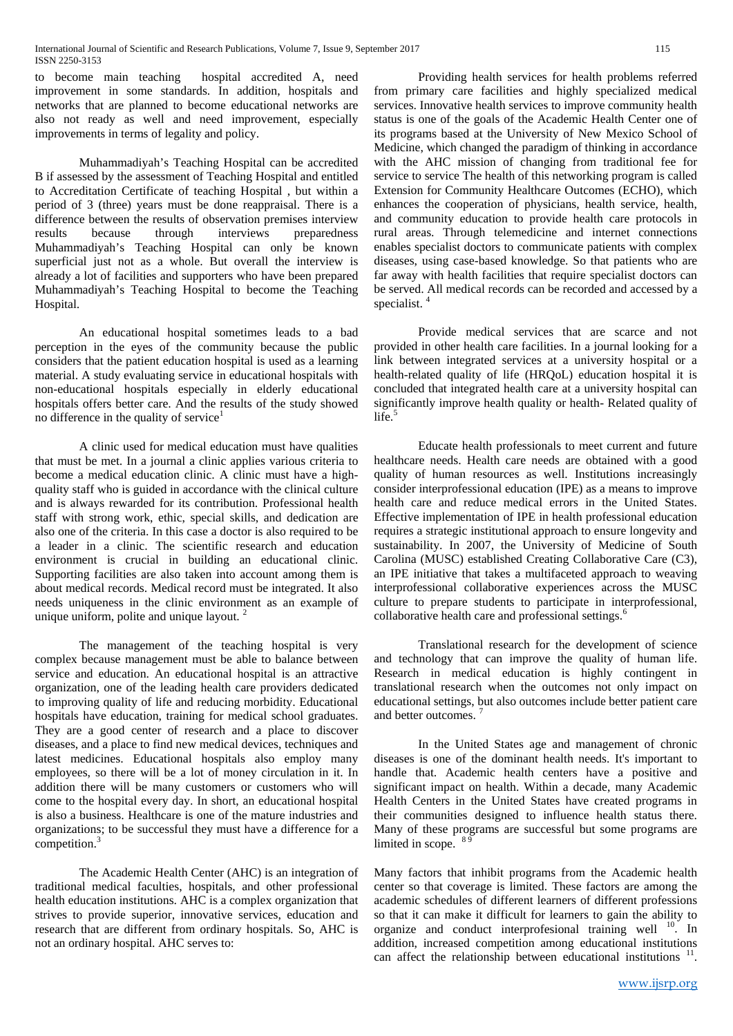to become main teaching hospital accredited A, need improvement in some standards. In addition, hospitals and networks that are planned to become educational networks are also not ready as well and need improvement, especially improvements in terms of legality and policy.

Muhammadiyah's Teaching Hospital can be accredited B if assessed by the assessment of Teaching Hospital and entitled to Accreditation Certificate of teaching Hospital , but within a period of 3 (three) years must be done reappraisal. There is a difference between the results of observation premises interview results because through interviews preparedness Muhammadiyah's Teaching Hospital can only be known superficial just not as a whole. But overall the interview is already a lot of facilities and supporters who have been prepared Muhammadiyah's Teaching Hospital to become the Teaching Hospital.

An educational hospital sometimes leads to a bad perception in the eyes of the community because the public considers that the patient education hospital is used as a learning material. A study evaluating service in educational hospitals with non-educational hospitals especially in elderly educational hospitals offers better care. And the results of the study showed no difference in the quality of service[1]

A clinic used for medical education must have qualities that must be met. In a journal a clinic applies various criteria to become a medical education clinic. A clinic must have a high-quality staff who is guided in accordance with the clinical culture and is always rewarded for its contribution. Professional health staff with strong work, ethic, special skills, and dedication are also one of the criteria. In this case a doctor is also required to be a leader in a clinic. The scientific research and education environment is crucial in building an educational clinic. Supporting facilities are also taken into account among them is about medical records. Medical record must be integrated. It also needs uniqueness in the clinic environment as an example of unique uniform, polite and unique layout. [2]

The management of the teaching hospital is very complex because management must be able to balance between service and education. An educational hospital is an attractive organization, one of the leading health care providers dedicated to improving quality of life and reducing morbidity. Educational hospitals have education, training for medical school graduates. They are a good center of research and a place to discover diseases, and a place to find new medical devices, techniques and latest medicines. Educational hospitals also employ many employees, so there will be a lot of money circulation in it. In addition there will be many customers or customers who will come to the hospital every day. In short, an educational hospital is also a business. Healthcare is one of the mature industries and organizations; to be successful they must have a difference for a competition.[3]

The Academic Health Center (AHC) is an integration of traditional medical faculties, hospitals, and other professional health education institutions. AHC is a complex organization that strives to provide superior, innovative services, education and research that are different from ordinary hospitals. So, AHC is not an ordinary hospital. AHC serves to:

Providing health services for health problems referred from primary care facilities and highly specialized medical services. Innovative health services to improve community health status is one of the goals of the Academic Health Center one of its programs based at the University of New Mexico School of Medicine, which changed the paradigm of thinking in accordance with the AHC mission of changing from traditional fee for service to service The health of this networking program is called Extension for Community Healthcare Outcomes (ECHO), which enhances the cooperation of physicians, health service, health, and community education to provide health care protocols in rural areas. Through telemedicine and internet connections enables specialist doctors to communicate patients with complex diseases, using case-based knowledge. So that patients who are far away with health facilities that require specialist doctors can be served. All medical records can be recorded and accessed by a specialist. [4]

Provide medical services that are scarce and not provided in other health care facilities. In a journal looking for a link between integrated services at a university hospital or a health-related quality of life (HRQoL) education hospital it is concluded that integrated health care at a university hospital can significantly improve health quality or health- Related quality of life.[5]

Educate health professionals to meet current and future healthcare needs. Health care needs are obtained with a good quality of human resources as well. Institutions increasingly consider interprofessional education (IPE) as a means to improve health care and reduce medical errors in the United States. Effective implementation of IPE in health professional education requires a strategic institutional approach to ensure longevity and sustainability. In 2007, the University of Medicine of South Carolina (MUSC) established Creating Collaborative Care (C3), an IPE initiative that takes a multifaceted approach to weaving interprofessional collaborative experiences across the MUSC culture to prepare students to participate in interprofessional, collaborative health care and professional settings.[6]

Translational research for the development of science and technology that can improve the quality of human life. Research in medical education is highly contingent in translational research when the outcomes not only impact on educational settings, but also outcomes include better patient care and better outcomes. [7]

In the United States age and management of chronic diseases is one of the dominant health needs. It's important to handle that. Academic health centers have a positive and significant impact on health. Within a decade, many Academic Health Centers in the United States have created programs in their communities designed to influence health status there. Many of these programs are successful but some programs are limited in scope. [8,9]

Many factors that inhibit programs from the Academic health center so that coverage is limited. These factors are among the academic schedules of different learners of different professions so that it can make it difficult for learners to gain the ability to organize and conduct interprofesional training well [10]. In addition, increased competition among educational institutions can affect the relationship between educational institutions [11].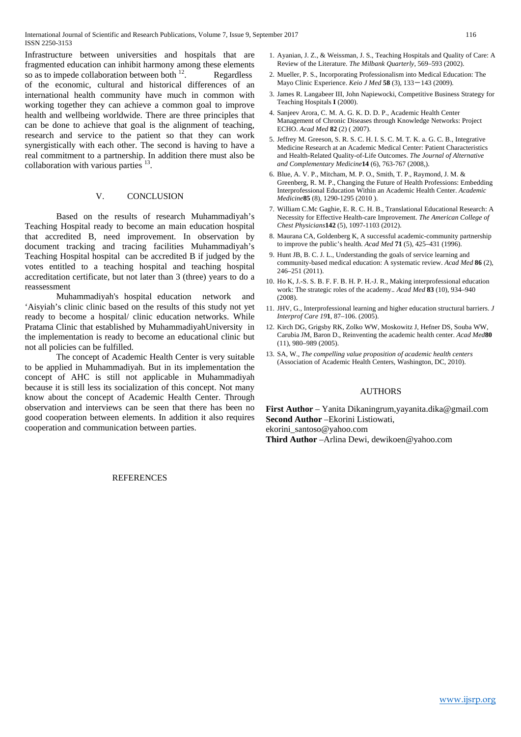Infrastructure between universities and hospitals that are fragmented education can inhibit harmony among these elements so as to impede collaboration between both [12]. Regardless of the economic, cultural and historical differences of an international health community have much in common with working together they can achieve a common goal to improve health and wellbeing worldwide. There are three principles that can be done to achieve that goal is the alignment of teaching, research and service to the patient so that they can work synergistically with each other. The second is having to have a real commitment to a partnership. In addition there must also be collaboration with various parties [13].

## V. CONCLUSION

Based on the results of research Muhammadiyah's Teaching Hospital ready to become an main education hospital that accredited B, need improvement. In observation by document tracking and tracing facilities Muhammadiyah's Teaching Hospital hospital can be accredited B if judged by the votes entitled to a teaching hospital and teaching hospital accreditation certificate, but not later than 3 (three) years to do a reassessment

Muhammadiyah's hospital education network and 'Aisyiah's clinic clinic based on the results of this study not yet ready to become a hospital/ clinic education networks. While Pratama Clinic that established by MuhammadiyahUniversity in the implementation is ready to become an educational clinic but not all policies can be fulfilled.

The concept of Academic Health Center is very suitable to be applied in Muhammadiyah. But in its implementation the concept of AHC is still not applicable in Muhammadiyah because it is still less its socialization of this concept. Not many know about the concept of Academic Health Center. Through observation and interviews can be seen that there has been no good cooperation between elements. In addition it also requires cooperation and communication between parties.

## REFERENCES

1. Ayanian, J. Z., & Weissman, J. S., Teaching Hospitals and Quality of Care: A Review of the Literature. *The Milbank Quarterly*, 569–593 (2002).
2. Mueller, P. S., Incorporating Professionalism into Medical Education: The Mayo Clinic Experience. *Keio J Med* **58** (3), 133ー143 (2009).
3. James R. Langabeer III, John Napiewocki, Competitive Business Strategy for Teaching Hospitals **I** (2000).
4. Sanjeev Arora, C. M. A. G. K. D. D. P., Academic Health Center Management of Chronic Diseases through Knowledge Networks: Project ECHO. *Acad Med* **82** (2) ( 2007).
5. Jeffrey M. Greeson, S. R. S. C. H. I. S. C. M. T. K. a. G. C. B., Integrative Medicine Research at an Academic Medical Center: Patient Characteristics and Health-Related Quality-of-Life Outcomes. *The Journal of Alternative and Complementary Medicine* **14** (6), 763-767 (2008,).
6. Blue, A. V. P., Mitcham, M. P. O., Smith, T. P., Raymond, J. M. & Greenberg, R. M. P., Changing the Future of Health Professions: Embedding Interprofessional Education Within an Academic Health Center. *Academic Medicine* **85** (8), 1290-1295 (2010 ).
7. William C.Mc Gaghie, E. R. C. H. B., Translational Educational Research: A Necessity for Effective Health-care Improvement. *The American College of Chest Physicians* **142** (5), 1097-1103 (2012).
8. Maurana CA, Goldenberg K, A successful academic-community partnership to improve the public's health. *Acad Med* **71** (5), 425–431 (1996).
9. Hunt JB, B. C. J. L., Understanding the goals of service learning and community-based medical education: A systematic review. *Acad Med* **86** (2), 246–251 (2011).
10. Ho K, J.-S. S. B. F. F. B. H. P. H.-J. R., Making interprofessional education work: The strategic roles of the academy.. *Acad Med* **83** (10), 934–940 (2008).
11. JHV, G., Interprofessional learning and higher education structural barriers. *J Interprof Care 19* **1**, 87–106. (2005).
12. Kirch DG, Grigsby RK, Zolko WW, Moskowitz J, Hefner DS, Souba WW, Carubia JM, Baron D., Reinventing the academic health center. *Acad Med* **80** (11), 980–989 (2005).
13. SA, W., *The compelling value proposition of academic health centers* (Association of Academic Health Centers, Washington, DC, 2010).

## AUTHORS

**First Author** – Yanita Dikaningrum,yayanita.dika@gmail.com
**Second Author** –Ekorini Listiowati, ekorini_santoso@yahoo.com
**Third Author** –Arlina Dewi, dewikoen@yahoo.com